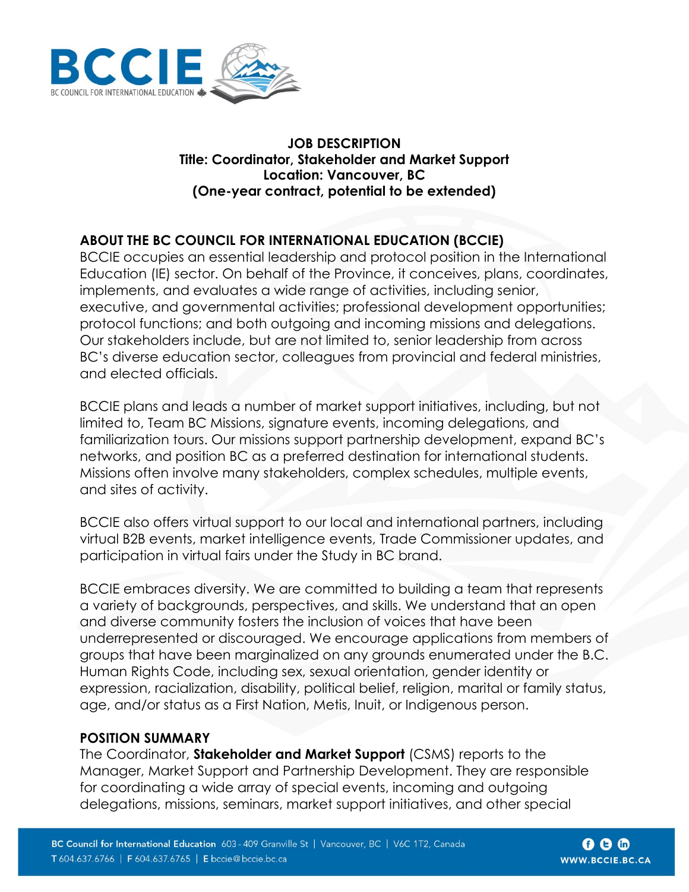# JOB DESCRIPTION

**Title: Coordinator, Stakeholder and Market Support**
**Location: Vancouver, BC**
**(One-year contract, potential to be extended)**

## ABOUT THE BC COUNCIL FOR INTERNATIONAL EDUCATION (BCCIE)

BCCIE occupies an essential leadership and protocol position in the International Education (IE) sector. On behalf of the Province, it conceives, plans, coordinates, implements, and evaluates a wide range of activities, including senior, executive, and governmental activities; professional development opportunities; protocol functions; and both outgoing and incoming missions and delegations. Our stakeholders include, but are not limited to, senior leadership from across BC's diverse education sector, colleagues from provincial and federal ministries, and elected officials.

BCCIE plans and leads a number of market support initiatives, including, but not limited to, Team BC Missions, signature events, incoming delegations, and familiarization tours. Our missions support partnership development, expand BC's networks, and position BC as a preferred destination for international students. Missions often involve many stakeholders, complex schedules, multiple events, and sites of activity.

BCCIE also offers virtual support to our local and international partners, including virtual B2B events, market intelligence events, Trade Commissioner updates, and participation in virtual fairs under the Study in BC brand.

BCCIE embraces diversity. We are committed to building a team that represents a variety of backgrounds, perspectives, and skills. We understand that an open and diverse community fosters the inclusion of voices that have been underrepresented or discouraged. We encourage applications from members of groups that have been marginalized on any grounds enumerated under the B.C. Human Rights Code, including sex, sexual orientation, gender identity or expression, racialization, disability, political belief, religion, marital or family status, age, and/or status as a First Nation, Metis, Inuit, or Indigenous person.

## POSITION SUMMARY

The Coordinator, **Stakeholder and Market Support** (CSMS) reports to the Manager, Market Support and Partnership Development. They are responsible for coordinating a wide array of special events, incoming and outgoing delegations, missions, seminars, market support initiatives, and other special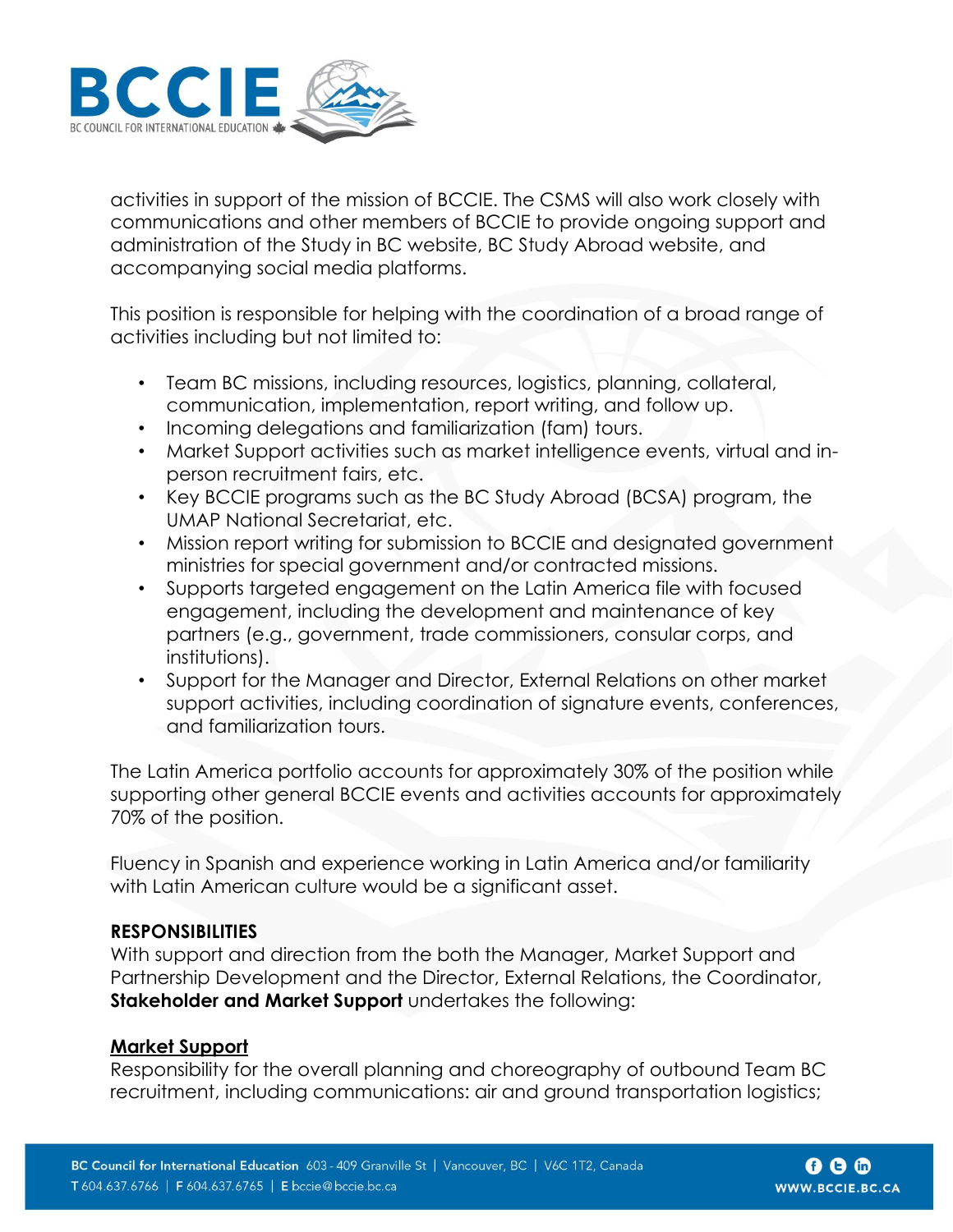activities in support of the mission of BCCIE. The CSMS will also work closely with communications and other members of BCCIE to provide ongoing support and administration of the Study in BC website, BC Study Abroad website, and accompanying social media platforms.

This position is responsible for helping with the coordination of a broad range of activities including but not limited to:

- Team BC missions, including resources, logistics, planning, collateral, communication, implementation, report writing, and follow up.
- Incoming delegations and familiarization (fam) tours.
- Market Support activities such as market intelligence events, virtual and in-person recruitment fairs, etc.
- Key BCCIE programs such as the BC Study Abroad (BCSA) program, the UMAP National Secretariat, etc.
- Mission report writing for submission to BCCIE and designated government ministries for special government and/or contracted missions.
- Supports targeted engagement on the Latin America file with focused engagement, including the development and maintenance of key partners (e.g., government, trade commissioners, consular corps, and institutions).
- Support for the Manager and Director, External Relations on other market support activities, including coordination of signature events, conferences, and familiarization tours.

The Latin America portfolio accounts for approximately 30% of the position while supporting other general BCCIE events and activities accounts for approximately 70% of the position.

Fluency in Spanish and experience working in Latin America and/or familiarity with Latin American culture would be a significant asset.

**RESPONSIBILITIES**

With support and direction from the both the Manager, Market Support and Partnership Development and the Director, External Relations, the Coordinator, **Stakeholder and Market Support** undertakes the following:

**Market Support**

Responsibility for the overall planning and choreography of outbound Team BC recruitment, including communications: air and ground transportation logistics;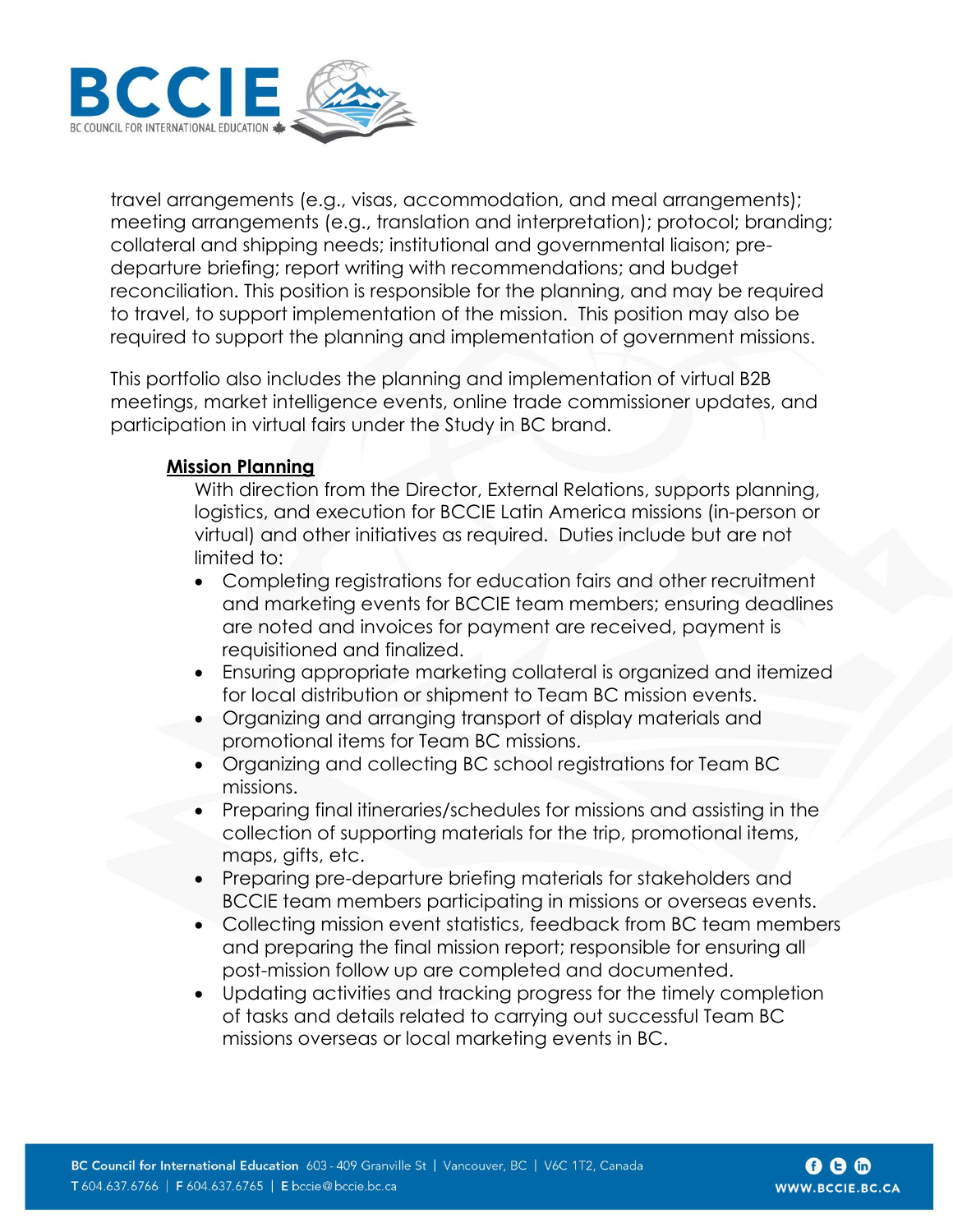travel arrangements (e.g., visas, accommodation, and meal arrangements); meeting arrangements (e.g., translation and interpretation); protocol; branding; collateral and shipping needs; institutional and governmental liaison; pre-departure briefing; report writing with recommendations; and budget reconciliation. This position is responsible for the planning, and may be required to travel, to support implementation of the mission. This position may also be required to support the planning and implementation of government missions.

This portfolio also includes the planning and implementation of virtual B2B meetings, market intelligence events, online trade commissioner updates, and participation in virtual fairs under the Study in BC brand.

**Mission Planning**

With direction from the Director, External Relations, supports planning, logistics, and execution for BCCIE Latin America missions (in-person or virtual) and other initiatives as required. Duties include but are not limited to:

- Completing registrations for education fairs and other recruitment and marketing events for BCCIE team members; ensuring deadlines are noted and invoices for payment are received, payment is requisitioned and finalized.
- Ensuring appropriate marketing collateral is organized and itemized for local distribution or shipment to Team BC mission events.
- Organizing and arranging transport of display materials and promotional items for Team BC missions.
- Organizing and collecting BC school registrations for Team BC missions.
- Preparing final itineraries/schedules for missions and assisting in the collection of supporting materials for the trip, promotional items, maps, gifts, etc.
- Preparing pre-departure briefing materials for stakeholders and BCCIE team members participating in missions or overseas events.
- Collecting mission event statistics, feedback from BC team members and preparing the final mission report; responsible for ensuring all post-mission follow up are completed and documented.
- Updating activities and tracking progress for the timely completion of tasks and details related to carrying out successful Team BC missions overseas or local marketing events in BC.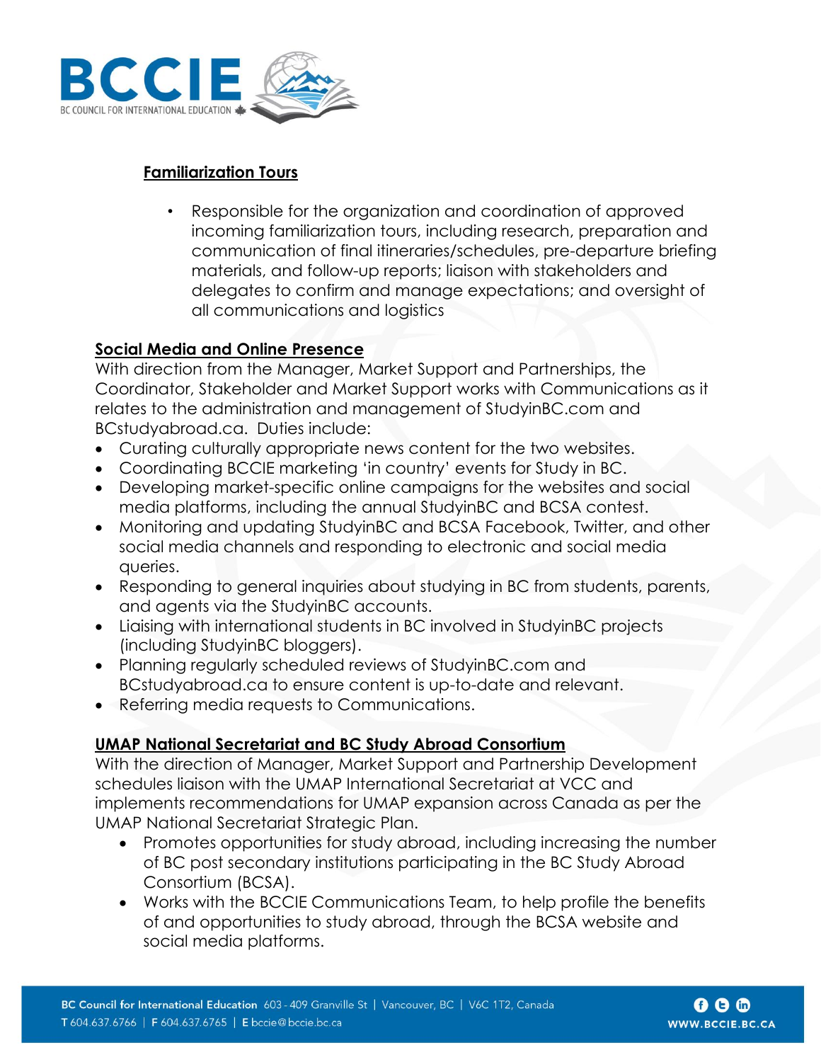**Familiarization Tours**

- Responsible for the organization and coordination of approved incoming familiarization tours, including research, preparation and communication of final itineraries/schedules, pre-departure briefing materials, and follow-up reports; liaison with stakeholders and delegates to confirm and manage expectations; and oversight of all communications and logistics

**Social Media and Online Presence**

With direction from the Manager, Market Support and Partnerships, the Coordinator, Stakeholder and Market Support works with Communications as it relates to the administration and management of StudyinBC.com and BCstudyabroad.ca. Duties include:

- Curating culturally appropriate news content for the two websites.
- Coordinating BCCIE marketing 'in country' events for Study in BC.
- Developing market-specific online campaigns for the websites and social media platforms, including the annual StudyinBC and BCSA contest.
- Monitoring and updating StudyinBC and BCSA Facebook, Twitter, and other social media channels and responding to electronic and social media queries.
- Responding to general inquiries about studying in BC from students, parents, and agents via the StudyinBC accounts.
- Liaising with international students in BC involved in StudyinBC projects (including StudyinBC bloggers).
- Planning regularly scheduled reviews of StudyinBC.com and BCstudyabroad.ca to ensure content is up-to-date and relevant.
- Referring media requests to Communications.

**UMAP National Secretariat and BC Study Abroad Consortium**

With the direction of Manager, Market Support and Partnership Development schedules liaison with the UMAP International Secretariat at VCC and implements recommendations for UMAP expansion across Canada as per the UMAP National Secretariat Strategic Plan.

- Promotes opportunities for study abroad, including increasing the number of BC post secondary institutions participating in the BC Study Abroad Consortium (BCSA).
- Works with the BCCIE Communications Team, to help profile the benefits of and opportunities to study abroad, through the BCSA website and social media platforms.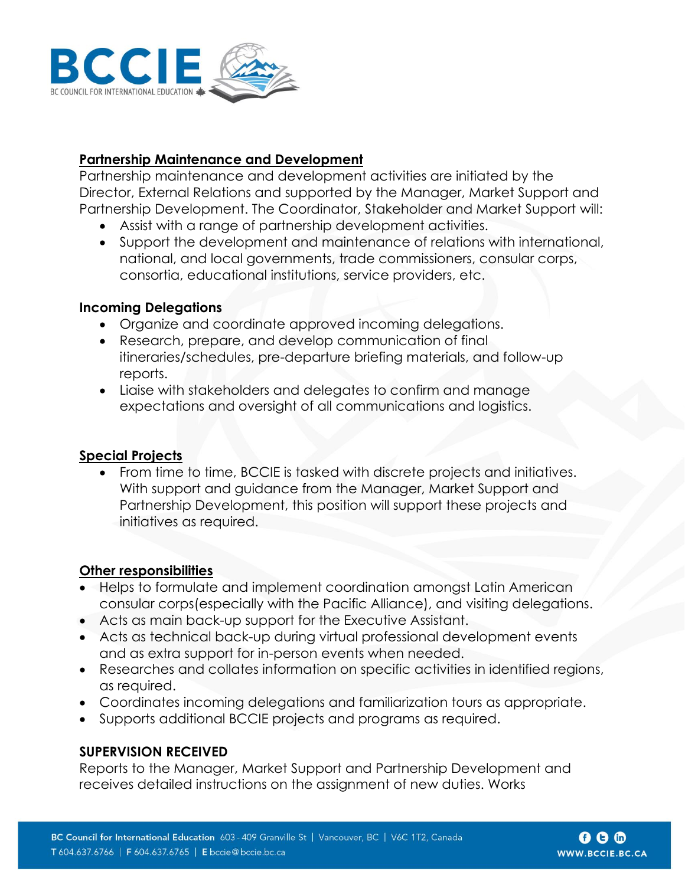**Partnership Maintenance and Development**

Partnership maintenance and development activities are initiated by the Director, External Relations and supported by the Manager, Market Support and Partnership Development. The Coordinator, Stakeholder and Market Support will:

- Assist with a range of partnership development activities.
- Support the development and maintenance of relations with international, national, and local governments, trade commissioners, consular corps, consortia, educational institutions, service providers, etc.

**Incoming Delegations**

- Organize and coordinate approved incoming delegations.
- Research, prepare, and develop communication of final itineraries/schedules, pre-departure briefing materials, and follow-up reports.
- Liaise with stakeholders and delegates to confirm and manage expectations and oversight of all communications and logistics.

**Special Projects**

- From time to time, BCCIE is tasked with discrete projects and initiatives. With support and guidance from the Manager, Market Support and Partnership Development, this position will support these projects and initiatives as required.

**Other responsibilities**

- Helps to formulate and implement coordination amongst Latin American consular corps(especially with the Pacific Alliance), and visiting delegations.
- Acts as main back-up support for the Executive Assistant.
- Acts as technical back-up during virtual professional development events and as extra support for in-person events when needed.
- Researches and collates information on specific activities in identified regions, as required.
- Coordinates incoming delegations and familiarization tours as appropriate.
- Supports additional BCCIE projects and programs as required.

**SUPERVISION RECEIVED**

Reports to the Manager, Market Support and Partnership Development and receives detailed instructions on the assignment of new duties. Works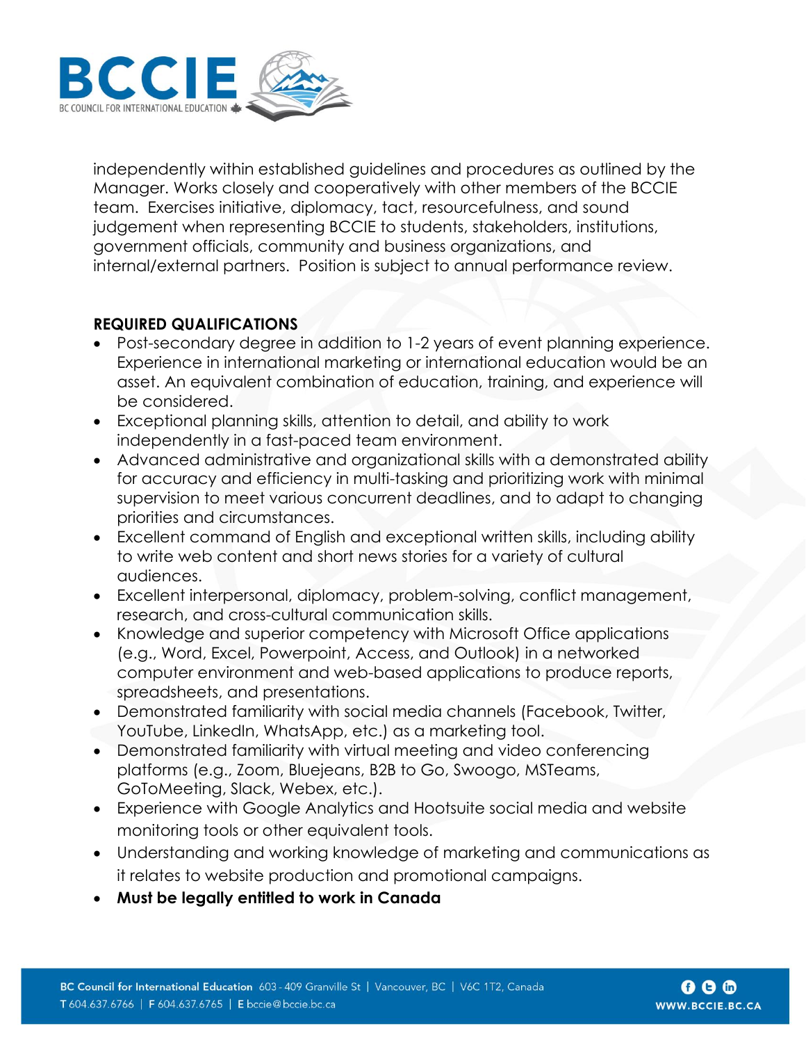independently within established guidelines and procedures as outlined by the Manager. Works closely and cooperatively with other members of the BCCIE team. Exercises initiative, diplomacy, tact, resourcefulness, and sound judgement when representing BCCIE to students, stakeholders, institutions, government officials, community and business organizations, and internal/external partners. Position is subject to annual performance review.

**REQUIRED QUALIFICATIONS**

- Post-secondary degree in addition to 1-2 years of event planning experience. Experience in international marketing or international education would be an asset. An equivalent combination of education, training, and experience will be considered.
- Exceptional planning skills, attention to detail, and ability to work independently in a fast-paced team environment.
- Advanced administrative and organizational skills with a demonstrated ability for accuracy and efficiency in multi-tasking and prioritizing work with minimal supervision to meet various concurrent deadlines, and to adapt to changing priorities and circumstances.
- Excellent command of English and exceptional written skills, including ability to write web content and short news stories for a variety of cultural audiences.
- Excellent interpersonal, diplomacy, problem-solving, conflict management, research, and cross-cultural communication skills.
- Knowledge and superior competency with Microsoft Office applications (e.g., Word, Excel, Powerpoint, Access, and Outlook) in a networked computer environment and web-based applications to produce reports, spreadsheets, and presentations.
- Demonstrated familiarity with social media channels (Facebook, Twitter, YouTube, LinkedIn, WhatsApp, etc.) as a marketing tool.
- Demonstrated familiarity with virtual meeting and video conferencing platforms (e.g., Zoom, Bluejeans, B2B to Go, Swoogo, MSTeams, GoToMeeting, Slack, Webex, etc.).
- Experience with Google Analytics and Hootsuite social media and website monitoring tools or other equivalent tools.
- Understanding and working knowledge of marketing and communications as it relates to website production and promotional campaigns.
- **Must be legally entitled to work in Canada**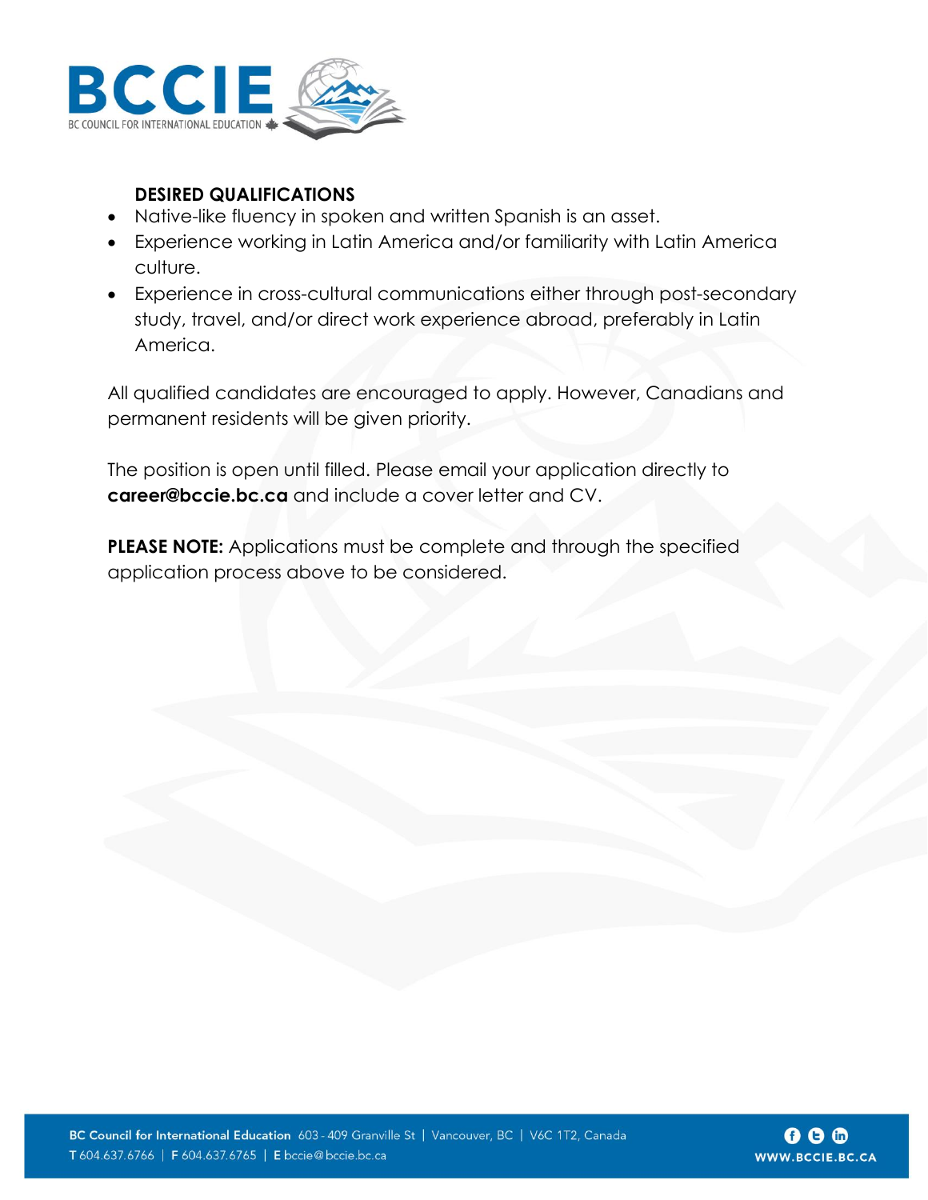**DESIRED QUALIFICATIONS**

- Native-like fluency in spoken and written Spanish is an asset.
- Experience working in Latin America and/or familiarity with Latin America culture.
- Experience in cross-cultural communications either through post-secondary study, travel, and/or direct work experience abroad, preferably in Latin America.

All qualified candidates are encouraged to apply. However, Canadians and permanent residents will be given priority.

The position is open until filled. Please email your application directly to **career@bccie.bc.ca** and include a cover letter and CV.

**PLEASE NOTE:** Applications must be complete and through the specified application process above to be considered.